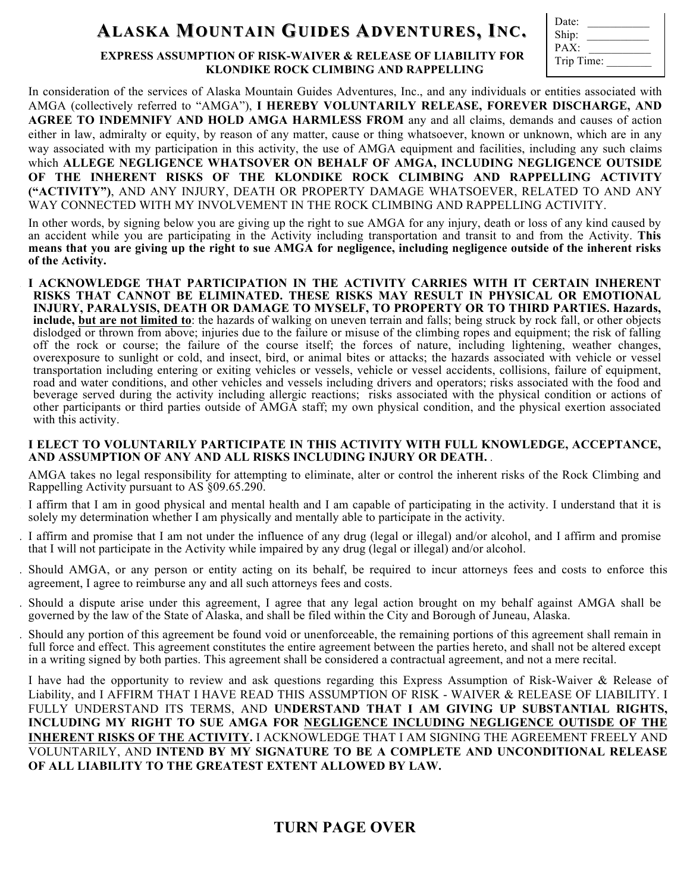# ALASKA MOUNTAIN GUIDES ADVENTURES, INC.

| Date: | |
|---|---|
| Ship: | |
| PAX: | |
| Trip Time: | |

**EXPRESS ASSUMPTION OF RISK-WAIVER & RELEASE OF LIABILITY FOR KLONDIKE ROCK CLIMBING AND RAPPELLING**

In consideration of the services of Alaska Mountain Guides Adventures, Inc., and any individuals or entities associated with AMGA (collectively referred to "AMGA"), **I HEREBY VOLUNTARILY RELEASE, FOREVER DISCHARGE, AND AGREE TO INDEMNIFY AND HOLD AMGA HARMLESS FROM** any and all claims, demands and causes of action either in law, admiralty or equity, by reason of any matter, cause or thing whatsoever, known or unknown, which are in any way associated with my participation in this activity, the use of AMGA equipment and facilities, including any such claims which **ALLEGE NEGLIGENCE WHATSOVER ON BEHALF OF AMGA, INCLUDING NEGLIGENCE OUTSIDE OF THE INHERENT RISKS OF THE KLONDIKE ROCK CLIMBING AND RAPPELLING ACTIVITY ("ACTIVITY")**, AND ANY INJURY, DEATH OR PROPERTY DAMAGE WHATSOEVER, RELATED TO AND ANY WAY CONNECTED WITH MY INVOLVEMENT IN THE ROCK CLIMBING AND RAPPELLING ACTIVITY.

In other words, by signing below you are giving up the right to sue AMGA for any injury, death or loss of any kind caused by an accident while you are participating in the Activity including transportation and transit to and from the Activity. **This means that you are giving up the right to sue AMGA for negligence, including negligence outside of the inherent risks of the Activity.**

**I ACKNOWLEDGE THAT PARTICIPATION IN THE ACTIVITY CARRIES WITH IT CERTAIN INHERENT RISKS THAT CANNOT BE ELIMINATED. THESE RISKS MAY RESULT IN PHYSICAL OR EMOTIONAL INJURY, PARALYSIS, DEATH OR DAMAGE TO MYSELF, TO PROPERTY OR TO THIRD PARTIES. Hazards, include, <u>but are not limited to</u>**: the hazards of walking on uneven terrain and falls; being struck by rock fall, or other objects dislodged or thrown from above; injuries due to the failure or misuse of the climbing ropes and equipment; the risk of falling off the rock or course; the failure of the course itself; the forces of nature, including lightening, weather changes, overexposure to sunlight or cold, and insect, bird, or animal bites or attacks; the hazards associated with vehicle or vessel transportation including entering or exiting vehicles or vessels, vehicle or vessel accidents, collisions, failure of equipment, road and water conditions, and other vehicles and vessels including drivers and operators; risks associated with the food and beverage served during the activity including allergic reactions; risks associated with the physical condition or actions of other participants or third parties outside of AMGA staff; my own physical condition, and the physical exertion associated with this activity.

**I ELECT TO VOLUNTARILY PARTICIPATE IN THIS ACTIVITY WITH FULL KNOWLEDGE, ACCEPTANCE, AND ASSUMPTION OF ANY AND ALL RISKS INCLUDING INJURY OR DEATH.** .

AMGA takes no legal responsibility for attempting to eliminate, alter or control the inherent risks of the Rock Climbing and Rappelling Activity pursuant to AS §09.65.290.

I affirm that I am in good physical and mental health and I am capable of participating in the activity. I understand that it is solely my determination whether I am physically and mentally able to participate in the activity.

I affirm and promise that I am not under the influence of any drug (legal or illegal) and/or alcohol, and I affirm and promise that I will not participate in the Activity while impaired by any drug (legal or illegal) and/or alcohol.

Should AMGA, or any person or entity acting on its behalf, be required to incur attorneys fees and costs to enforce this agreement, I agree to reimburse any and all such attorneys fees and costs.

Should a dispute arise under this agreement, I agree that any legal action brought on my behalf against AMGA shall be governed by the law of the State of Alaska, and shall be filed within the City and Borough of Juneau, Alaska.

Should any portion of this agreement be found void or unenforceable, the remaining portions of this agreement shall remain in full force and effect. This agreement constitutes the entire agreement between the parties hereto, and shall not be altered except in a writing signed by both parties. This agreement shall be considered a contractual agreement, and not a mere recital.

I have had the opportunity to review and ask questions regarding this Express Assumption of Risk-Waiver & Release of Liability, and I AFFIRM THAT I HAVE READ THIS ASSUMPTION OF RISK - WAIVER & RELEASE OF LIABILITY. I FULLY UNDERSTAND ITS TERMS, AND **UNDERSTAND THAT I AM GIVING UP SUBSTANTIAL RIGHTS, INCLUDING MY RIGHT TO SUE AMGA FOR <u>NEGLIGENCE INCLUDING NEGLIGENCE OUTISDE OF THE INHERENT RISKS OF THE ACTIVITY</u>.** I ACKNOWLEDGE THAT I AM SIGNING THE AGREEMENT FREELY AND VOLUNTARILY, AND **INTEND BY MY SIGNATURE TO BE A COMPLETE AND UNCONDITIONAL RELEASE OF ALL LIABILITY TO THE GREATEST EXTENT ALLOWED BY LAW.**

## TURN PAGE OVER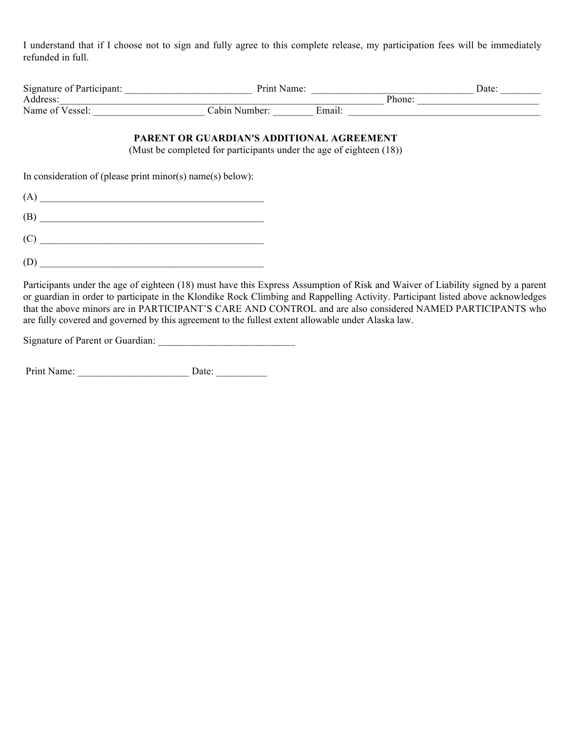I understand that if I choose not to sign and fully agree to this complete release, my participation fees will be immediately refunded in full.

Signature of Participant: _________________________ Print Name: ________________________________ Date: ________
Address:_________________________________________________________________ Phone: ________________________
Name of Vessel: ______________________ Cabin Number: ________ Email: ________________________________________

**PARENT OR GUARDIAN'S ADDITIONAL AGREEMENT**
(Must be completed for participants under the age of eighteen (18))

In consideration of (please print minor(s) name(s) below):

(A) ______________________________________________

(B) ______________________________________________

(C) ______________________________________________

(D) ______________________________________________

Participants under the age of eighteen (18) must have this Express Assumption of Risk and Waiver of Liability signed by a parent or guardian in order to participate in the Klondike Rock Climbing and Rappelling Activity. Participant listed above acknowledges that the above minors are in PARTICIPANT'S CARE AND CONTROL and are also considered NAMED PARTICIPANTS who are fully covered and governed by this agreement to the fullest extent allowable under Alaska law.

Signature of Parent or Guardian: ___________________________

Print Name: ______________________ Date: __________